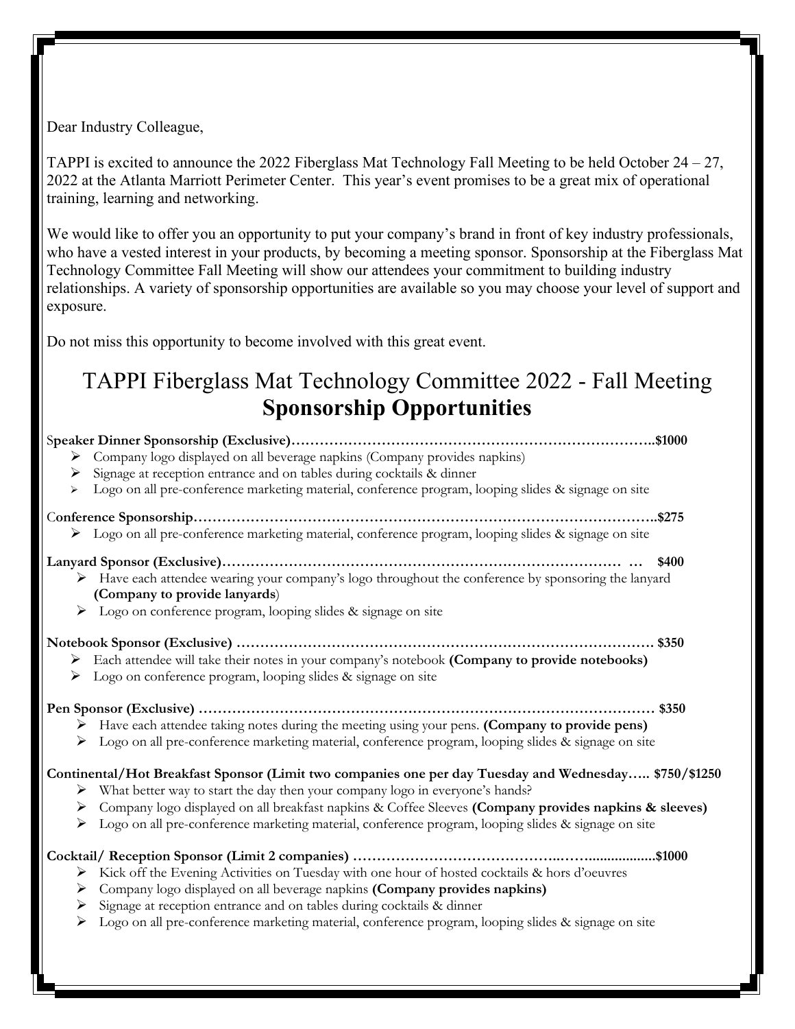Dear Industry Colleague,

TAPPI is excited to announce the 2022 Fiberglass Mat Technology Fall Meeting to be held October 24 – 27, 2022 at the Atlanta Marriott Perimeter Center. This year's event promises to be a great mix of operational training, learning and networking.

We would like to offer you an opportunity to put your company's brand in front of key industry professionals, who have a vested interest in your products, by becoming a meeting sponsor. Sponsorship at the Fiberglass Mat Technology Committee Fall Meeting will show our attendees your commitment to building industry relationships. A variety of sponsorship opportunities are available so you may choose your level of support and exposure.

Do not miss this opportunity to become involved with this great event.

# TAPPI Fiberglass Mat Technology Committee 2022 - Fall Meeting
# **Sponsorship Opportunities**

**Speaker Dinner Sponsorship (Exclusive)……………………………………………………………………..$1000**

- Company logo displayed on all beverage napkins (Company provides napkins)
- Signage at reception entrance and on tables during cocktails & dinner
- Logo on all pre-conference marketing material, conference program, looping slides & signage on site

**Conference Sponsorship……………………………………………………………………………………..$275**

- Logo on all pre-conference marketing material, conference program, looping slides & signage on site

**Lanyard Sponsor (Exclusive)…………………………………………………………………………… … $400**

- Have each attendee wearing your company's logo throughout the conference by sponsoring the lanyard **(Company to provide lanyards)**
- Logo on conference program, looping slides & signage on site

**Notebook Sponsor (Exclusive) …………………………………………………………………………… $350**

- Each attendee will take their notes in your company's notebook **(Company to provide notebooks)**
- Logo on conference program, looping slides & signage on site

**Pen Sponsor (Exclusive) …………………………………………………………………………………… $350**

- Have each attendee taking notes during the meeting using your pens. **(Company to provide pens)**
- Logo on all pre-conference marketing material, conference program, looping slides & signage on site

**Continental/Hot Breakfast Sponsor (Limit two companies one per day Tuesday and Wednesday….. $750/$1250**

- What better way to start the day then your company logo in everyone's hands?
- Company logo displayed on all breakfast napkins & Coffee Sleeves **(Company provides napkins & sleeves)**
- Logo on all pre-conference marketing material, conference program, looping slides & signage on site

**Cocktail/ Reception Sponsor (Limit 2 companies) …………………………………..……..................$1000**

- Kick off the Evening Activities on Tuesday with one hour of hosted cocktails & hors d'oeuvres
- Company logo displayed on all beverage napkins **(Company provides napkins)**
- Signage at reception entrance and on tables during cocktails & dinner
- Logo on all pre-conference marketing material, conference program, looping slides & signage on site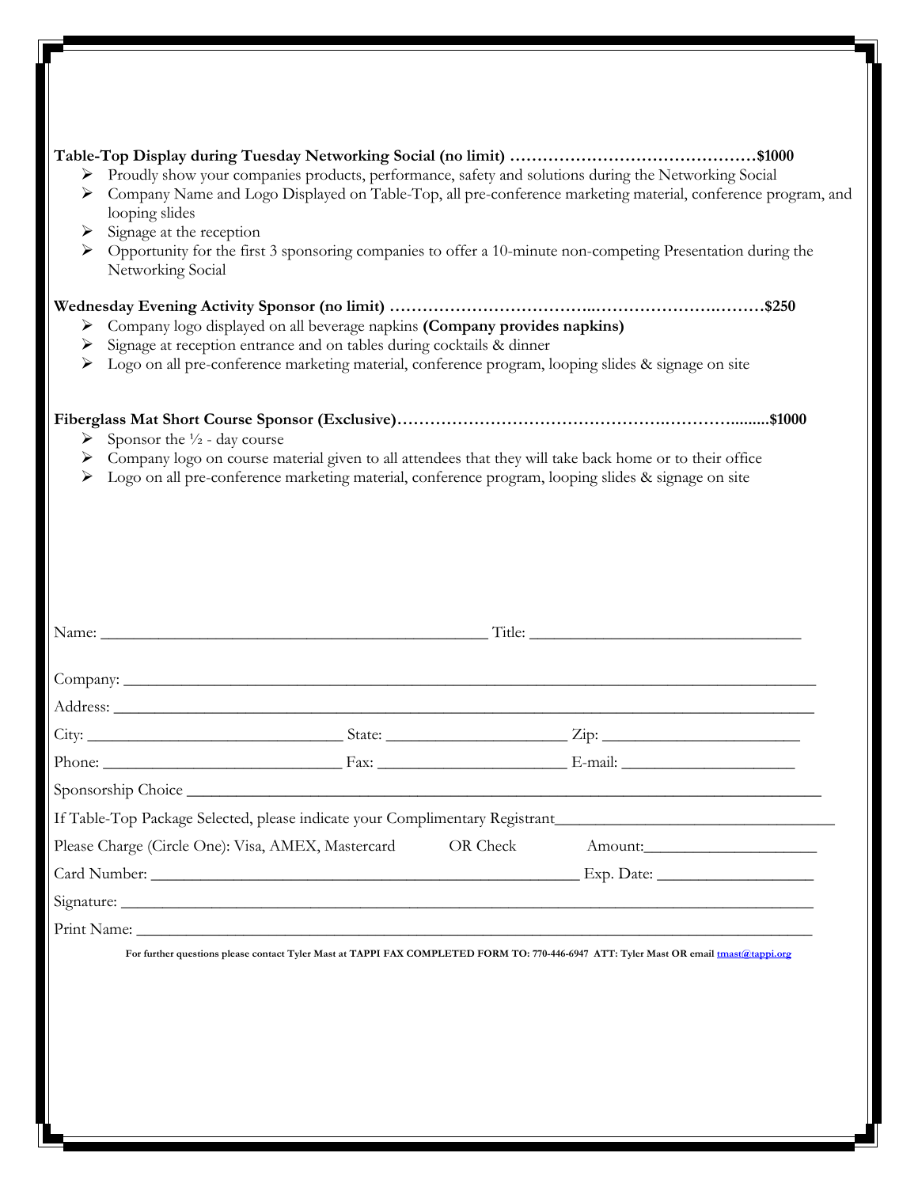**Table-Top Display during Tuesday Networking Social (no limit) ………………………………………$1000**

- Proudly show your companies products, performance, safety and solutions during the Networking Social
- Company Name and Logo Displayed on Table-Top, all pre-conference marketing material, conference program, and looping slides
- Signage at the reception
- Opportunity for the first 3 sponsoring companies to offer a 10-minute non-competing Presentation during the Networking Social

**Wednesday Evening Activity Sponsor (no limit) ……………………………..………………………………$250**

- Company logo displayed on all beverage napkins **(Company provides napkins)**
- Signage at reception entrance and on tables during cocktails & dinner
- Logo on all pre-conference marketing material, conference program, looping slides & signage on site

**Fiberglass Mat Short Course Sponsor (Exclusive)…………………………………………….………….........$1000**

- Sponsor the ½ - day course
- Company logo on course material given to all attendees that they will take back home or to their office
- Logo on all pre-conference marketing material, conference program, looping slides & signage on site

Name: ______________________________________________ Title: ________________________________

Company: ______________________________________________________________________________

Address: _______________________________________________________________________________

City: ______________________________ State: _____________________ Zip: _______________________

Phone: _____________________________ Fax: ______________________ E-mail: _____________________

Sponsorship Choice _______________________________________________________________________

If Table-Top Package Selected, please indicate your Complimentary Registrant_________________________________

Please Charge (Circle One): Visa, AMEX, Mastercard OR Check Amount:____________________

Card Number: ___________________________________________________ Exp. Date: __________________

Signature: _______________________________________________________________________________

Print Name: ______________________________________________________________________________

For further questions please contact Tyler Mast at TAPPI FAX COMPLETED FORM TO: 770-446-6947 ATT: Tyler Mast OR email tmast@tappi.org